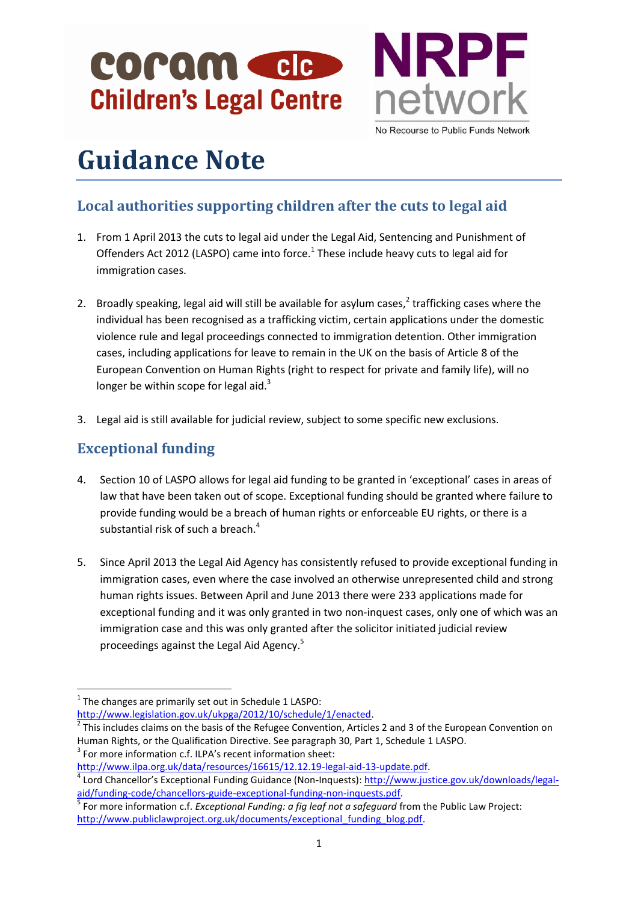coram clc
Children's Legal Centre

NRPF network
No Recourse to Public Funds Network

# Guidance Note

## Local authorities supporting children after the cuts to legal aid

1. From 1 April 2013 the cuts to legal aid under the Legal Aid, Sentencing and Punishment of Offenders Act 2012 (LASPO) came into force.[1] These include heavy cuts to legal aid for immigration cases.

2. Broadly speaking, legal aid will still be available for asylum cases,[2] trafficking cases where the individual has been recognised as a trafficking victim, certain applications under the domestic violence rule and legal proceedings connected to immigration detention. Other immigration cases, including applications for leave to remain in the UK on the basis of Article 8 of the European Convention on Human Rights (right to respect for private and family life), will no longer be within scope for legal aid.[3]

3. Legal aid is still available for judicial review, subject to some specific new exclusions.

## Exceptional funding

4. Section 10 of LASPO allows for legal aid funding to be granted in 'exceptional' cases in areas of law that have been taken out of scope. Exceptional funding should be granted where failure to provide funding would be a breach of human rights or enforceable EU rights, or there is a substantial risk of such a breach.[4]

5. Since April 2013 the Legal Aid Agency has consistently refused to provide exceptional funding in immigration cases, even where the case involved an otherwise unrepresented child and strong human rights issues. Between April and June 2013 there were 233 applications made for exceptional funding and it was only granted in two non-inquest cases, only one of which was an immigration case and this was only granted after the solicitor initiated judicial review proceedings against the Legal Aid Agency.[5]

---

[1] The changes are primarily set out in Schedule 1 LASPO: http://www.legislation.gov.uk/ukpga/2012/10/schedule/1/enacted.

[2] This includes claims on the basis of the Refugee Convention, Articles 2 and 3 of the European Convention on Human Rights, or the Qualification Directive. See paragraph 30, Part 1, Schedule 1 LASPO.

[3] For more information c.f. ILPA's recent information sheet: http://www.ilpa.org.uk/data/resources/16615/12.12.19-legal-aid-13-update.pdf.

[4] Lord Chancellor's Exceptional Funding Guidance (Non-Inquests): http://www.justice.gov.uk/downloads/legal-aid/funding-code/chancellors-guide-exceptional-funding-non-inquests.pdf.

[5] For more information c.f. *Exceptional Funding: a fig leaf not a safeguard* from the Public Law Project: http://www.publiclawproject.org.uk/documents/exceptional_funding_blog.pdf.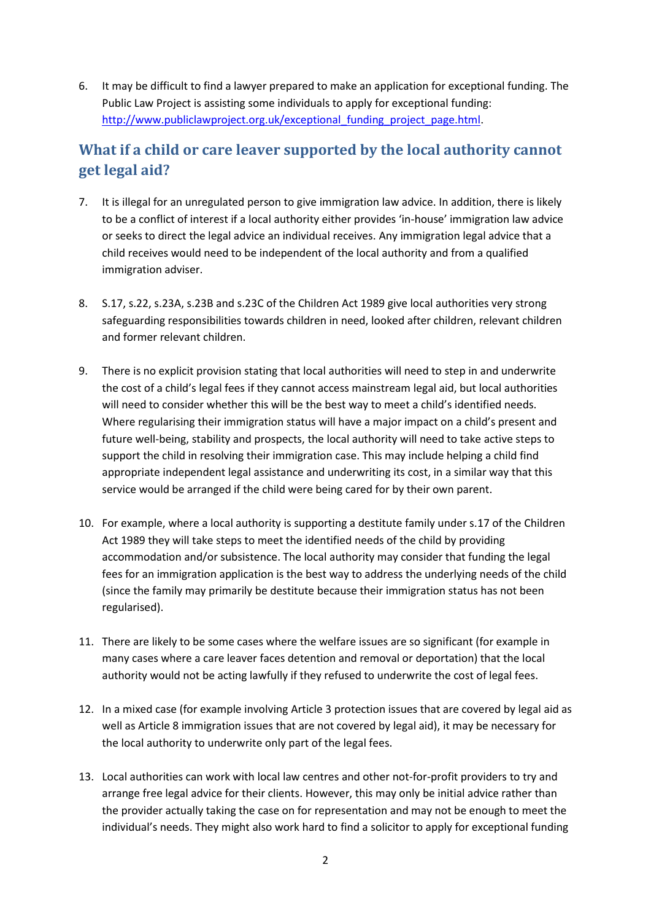6. It may be difficult to find a lawyer prepared to make an application for exceptional funding. The Public Law Project is assisting some individuals to apply for exceptional funding: [http://www.publiclawproject.org.uk/exceptional_funding_project_page.html](http://www.publiclawproject.org.uk/exceptional_funding_project_page.html).

## What if a child or care leaver supported by the local authority cannot get legal aid?

7. It is illegal for an unregulated person to give immigration law advice. In addition, there is likely to be a conflict of interest if a local authority either provides 'in-house' immigration law advice or seeks to direct the legal advice an individual receives. Any immigration legal advice that a child receives would need to be independent of the local authority and from a qualified immigration adviser.

8. S.17, s.22, s.23A, s.23B and s.23C of the Children Act 1989 give local authorities very strong safeguarding responsibilities towards children in need, looked after children, relevant children and former relevant children.

9. There is no explicit provision stating that local authorities will need to step in and underwrite the cost of a child's legal fees if they cannot access mainstream legal aid, but local authorities will need to consider whether this will be the best way to meet a child's identified needs. Where regularising their immigration status will have a major impact on a child's present and future well-being, stability and prospects, the local authority will need to take active steps to support the child in resolving their immigration case. This may include helping a child find appropriate independent legal assistance and underwriting its cost, in a similar way that this service would be arranged if the child were being cared for by their own parent.

10. For example, where a local authority is supporting a destitute family under s.17 of the Children Act 1989 they will take steps to meet the identified needs of the child by providing accommodation and/or subsistence. The local authority may consider that funding the legal fees for an immigration application is the best way to address the underlying needs of the child (since the family may primarily be destitute because their immigration status has not been regularised).

11. There are likely to be some cases where the welfare issues are so significant (for example in many cases where a care leaver faces detention and removal or deportation) that the local authority would not be acting lawfully if they refused to underwrite the cost of legal fees.

12. In a mixed case (for example involving Article 3 protection issues that are covered by legal aid as well as Article 8 immigration issues that are not covered by legal aid), it may be necessary for the local authority to underwrite only part of the legal fees.

13. Local authorities can work with local law centres and other not-for-profit providers to try and arrange free legal advice for their clients. However, this may only be initial advice rather than the provider actually taking the case on for representation and may not be enough to meet the individual's needs. They might also work hard to find a solicitor to apply for exceptional funding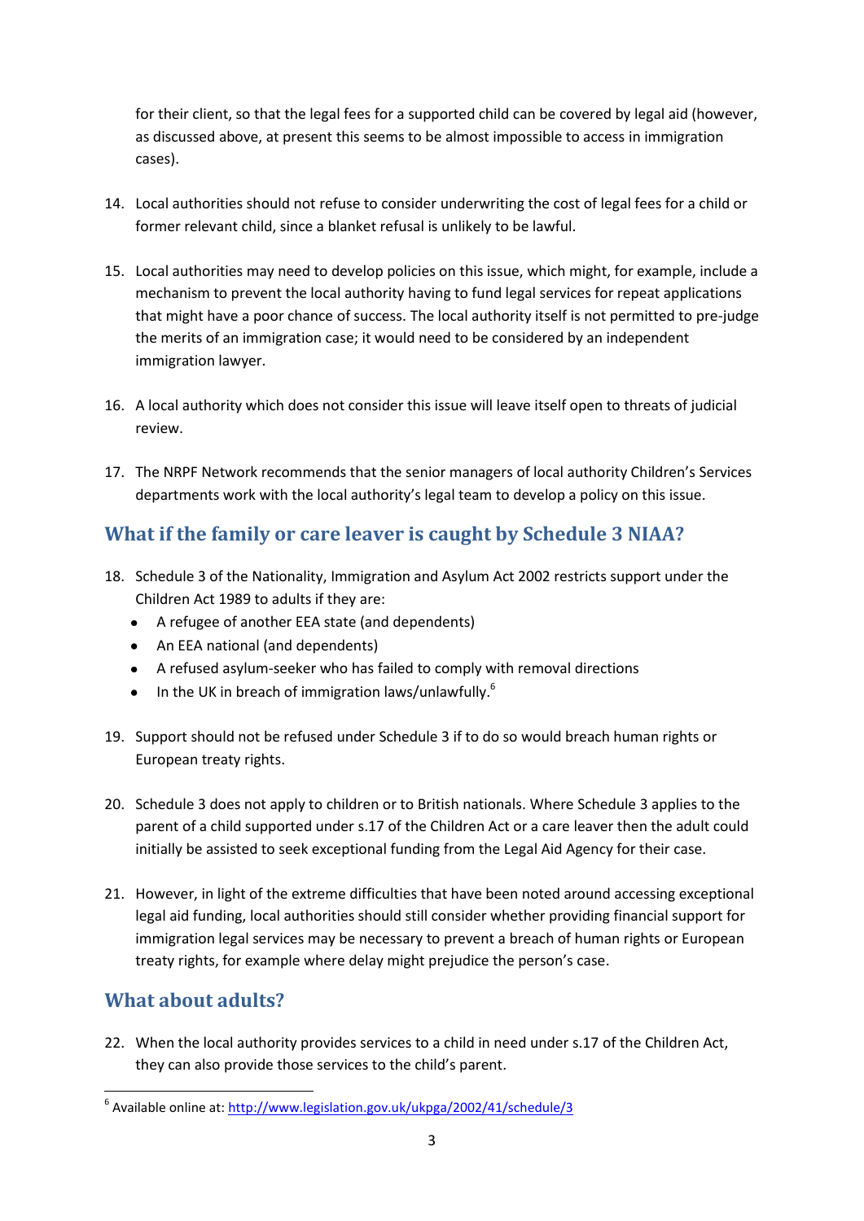for their client, so that the legal fees for a supported child can be covered by legal aid (however, as discussed above, at present this seems to be almost impossible to access in immigration cases).

14. Local authorities should not refuse to consider underwriting the cost of legal fees for a child or former relevant child, since a blanket refusal is unlikely to be lawful.

15. Local authorities may need to develop policies on this issue, which might, for example, include a mechanism to prevent the local authority having to fund legal services for repeat applications that might have a poor chance of success. The local authority itself is not permitted to pre-judge the merits of an immigration case; it would need to be considered by an independent immigration lawyer.

16. A local authority which does not consider this issue will leave itself open to threats of judicial review.

17. The NRPF Network recommends that the senior managers of local authority Children's Services departments work with the local authority's legal team to develop a policy on this issue.

## What if the family or care leaver is caught by Schedule 3 NIAA?

18. Schedule 3 of the Nationality, Immigration and Asylum Act 2002 restricts support under the Children Act 1989 to adults if they are:
    - A refugee of another EEA state (and dependents)
    - An EEA national (and dependents)
    - A refused asylum-seeker who has failed to comply with removal directions
    - In the UK in breach of immigration laws/unlawfully.[6]

19. Support should not be refused under Schedule 3 if to do so would breach human rights or European treaty rights.

20. Schedule 3 does not apply to children or to British nationals. Where Schedule 3 applies to the parent of a child supported under s.17 of the Children Act or a care leaver then the adult could initially be assisted to seek exceptional funding from the Legal Aid Agency for their case.

21. However, in light of the extreme difficulties that have been noted around accessing exceptional legal aid funding, local authorities should still consider whether providing financial support for immigration legal services may be necessary to prevent a breach of human rights or European treaty rights, for example where delay might prejudice the person's case.

## What about adults?

22. When the local authority provides services to a child in need under s.17 of the Children Act, they can also provide those services to the child's parent.

---

[6] Available online at: http://www.legislation.gov.uk/ukpga/2002/41/schedule/3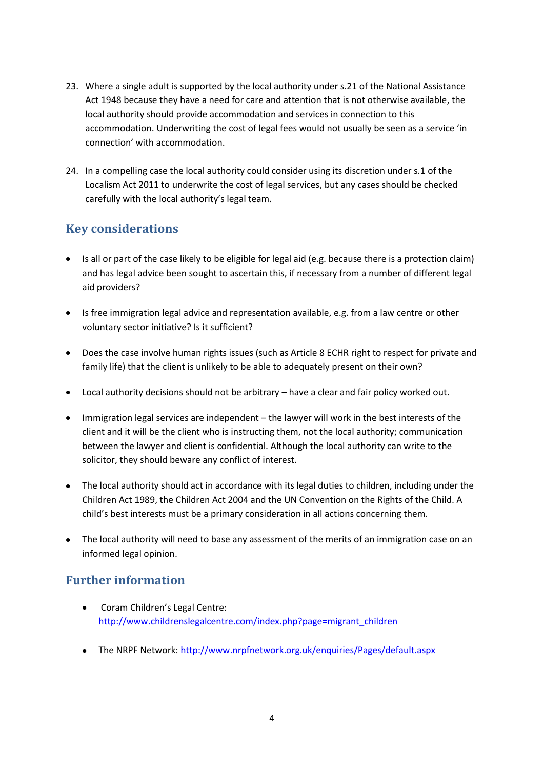23. Where a single adult is supported by the local authority under s.21 of the National Assistance Act 1948 because they have a need for care and attention that is not otherwise available, the local authority should provide accommodation and services in connection to this accommodation. Underwriting the cost of legal fees would not usually be seen as a service 'in connection' with accommodation.

24. In a compelling case the local authority could consider using its discretion under s.1 of the Localism Act 2011 to underwrite the cost of legal services, but any cases should be checked carefully with the local authority's legal team.

## Key considerations

- Is all or part of the case likely to be eligible for legal aid (e.g. because there is a protection claim) and has legal advice been sought to ascertain this, if necessary from a number of different legal aid providers?

- Is free immigration legal advice and representation available, e.g. from a law centre or other voluntary sector initiative? Is it sufficient?

- Does the case involve human rights issues (such as Article 8 ECHR right to respect for private and family life) that the client is unlikely to be able to adequately present on their own?

- Local authority decisions should not be arbitrary – have a clear and fair policy worked out.

- Immigration legal services are independent – the lawyer will work in the best interests of the client and it will be the client who is instructing them, not the local authority; communication between the lawyer and client is confidential. Although the local authority can write to the solicitor, they should beware any conflict of interest.

- The local authority should act in accordance with its legal duties to children, including under the Children Act 1989, the Children Act 2004 and the UN Convention on the Rights of the Child. A child's best interests must be a primary consideration in all actions concerning them.

- The local authority will need to base any assessment of the merits of an immigration case on an informed legal opinion.

## Further information

- Coram Children's Legal Centre: http://www.childrenslegalcentre.com/index.php?page=migrant_children

- The NRPF Network: http://www.nrpfnetwork.org.uk/enquiries/Pages/default.aspx